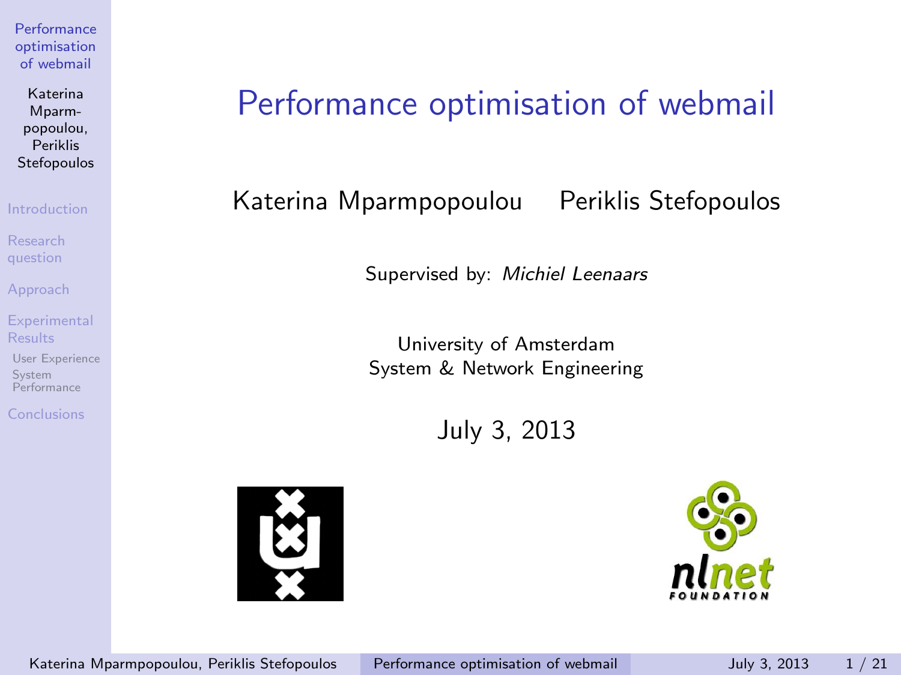# Performance optimisation of webmail

Katerina Mparmpopoulou    Periklis Stefopoulos

Supervised by: *Michiel Leenaars*

University of Amsterdam
System & Network Engineering

July 3, 2013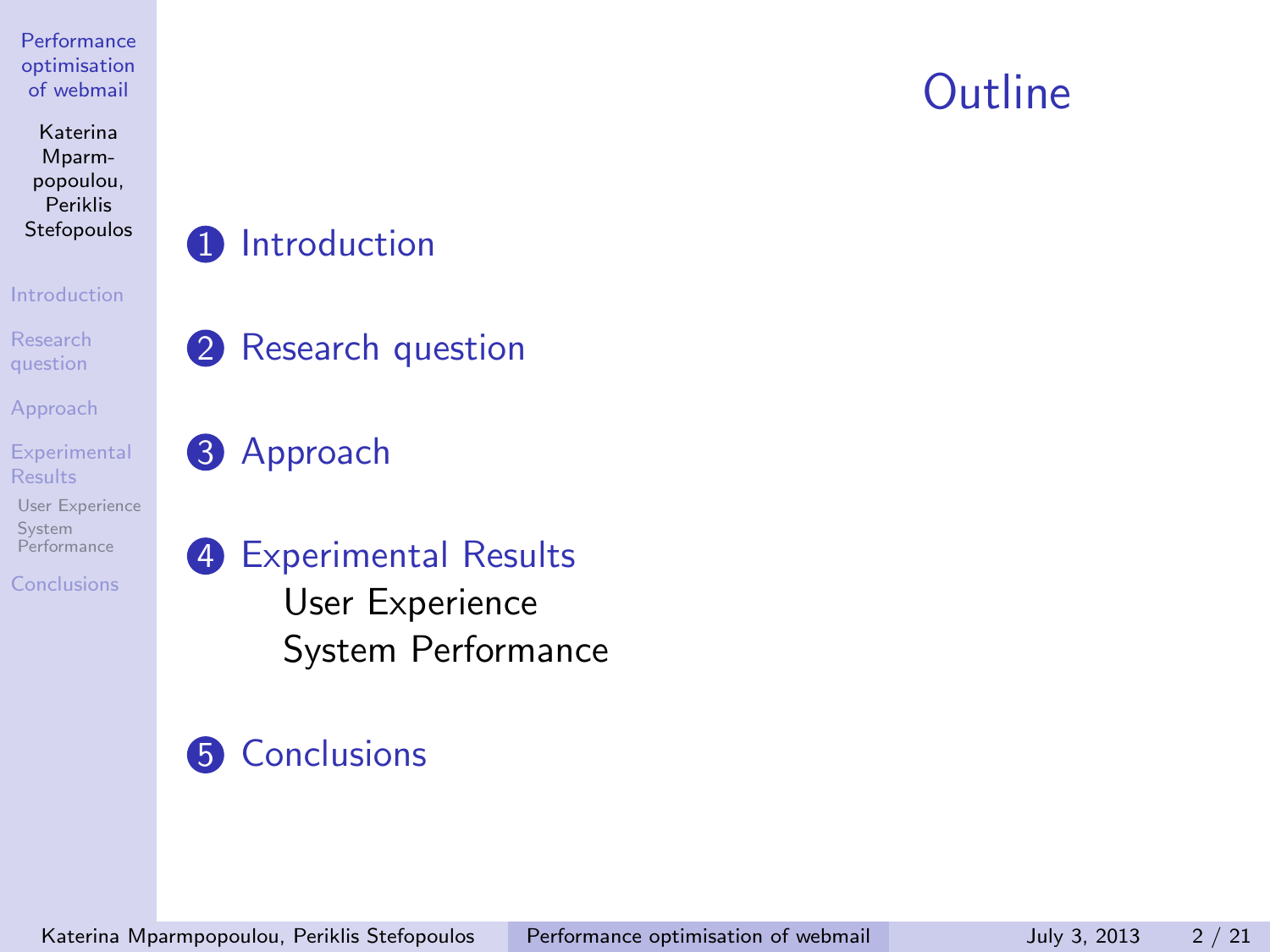# Outline

1. Introduction
2. Research question
3. Approach
4. Experimental Results
   - User Experience
   - System Performance
5. Conclusions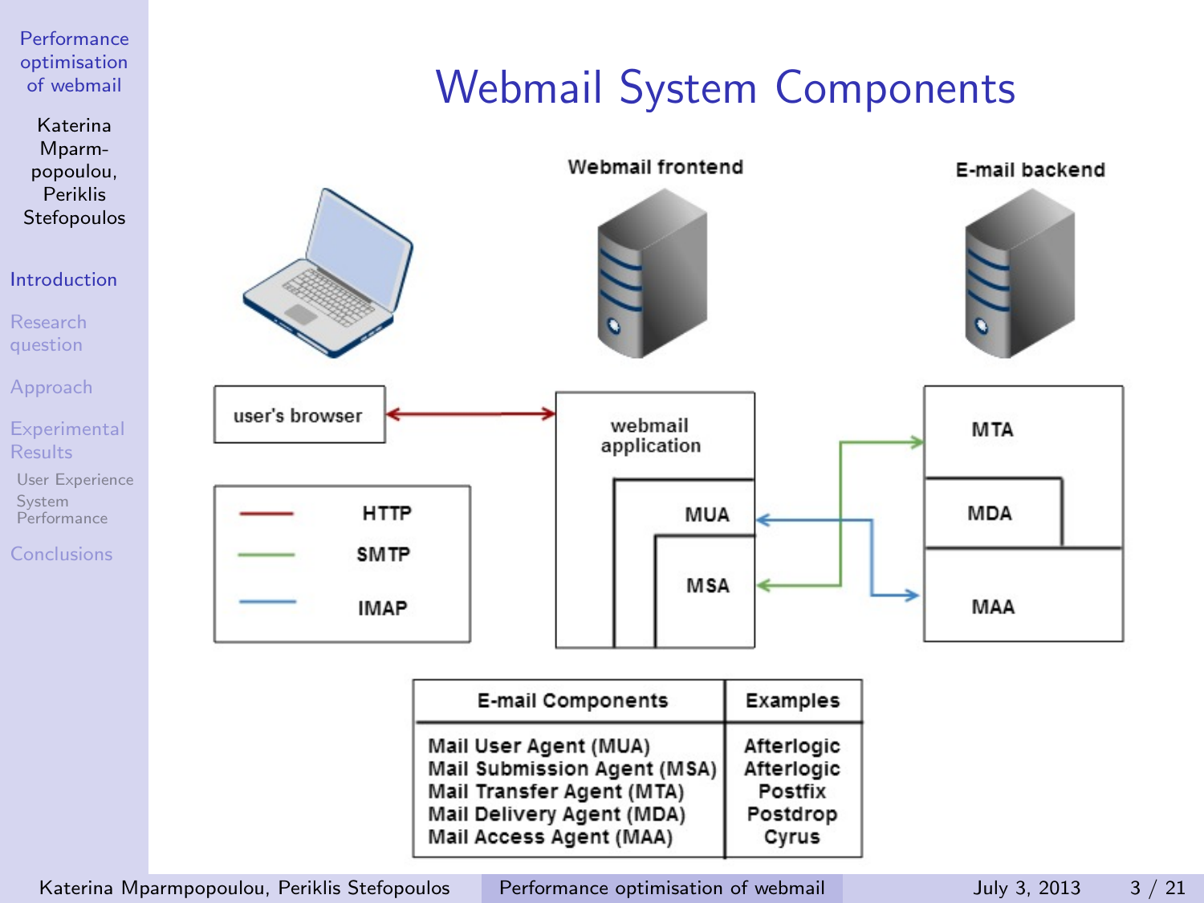# Webmail System Components

| E-mail Components | Examples |
| --- | --- |
| Mail User Agent (MUA) | Afterlogic |
| Mail Submission Agent (MSA) | Afterlogic |
| Mail Transfer Agent (MTA) | Postfix |
| Mail Delivery Agent (MDA) | Postdrop |
| Mail Access Agent (MAA) | Cyrus |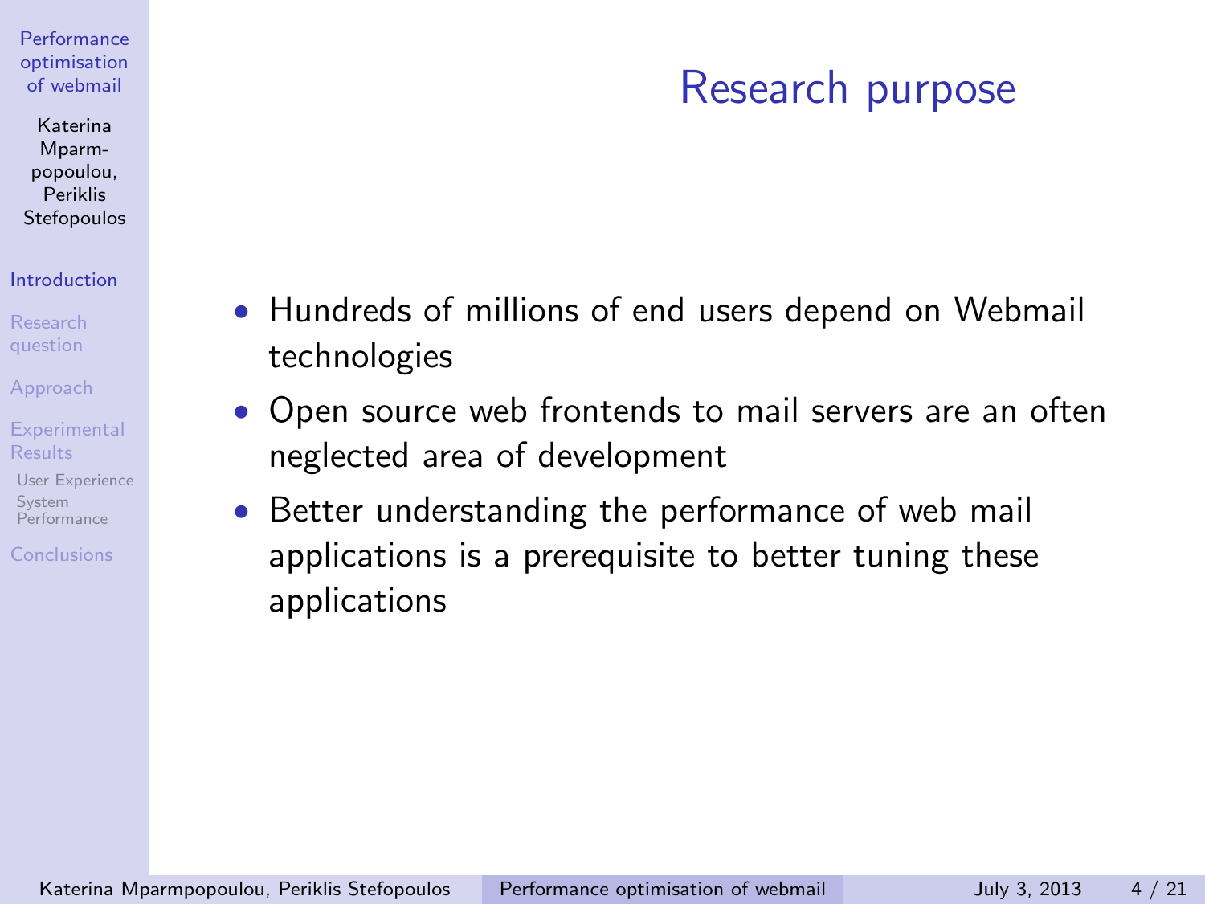# Research purpose

- Hundreds of millions of end users depend on Webmail technologies
- Open source web frontends to mail servers are an often neglected area of development
- Better understanding the performance of web mail applications is a prerequisite to better tuning these applications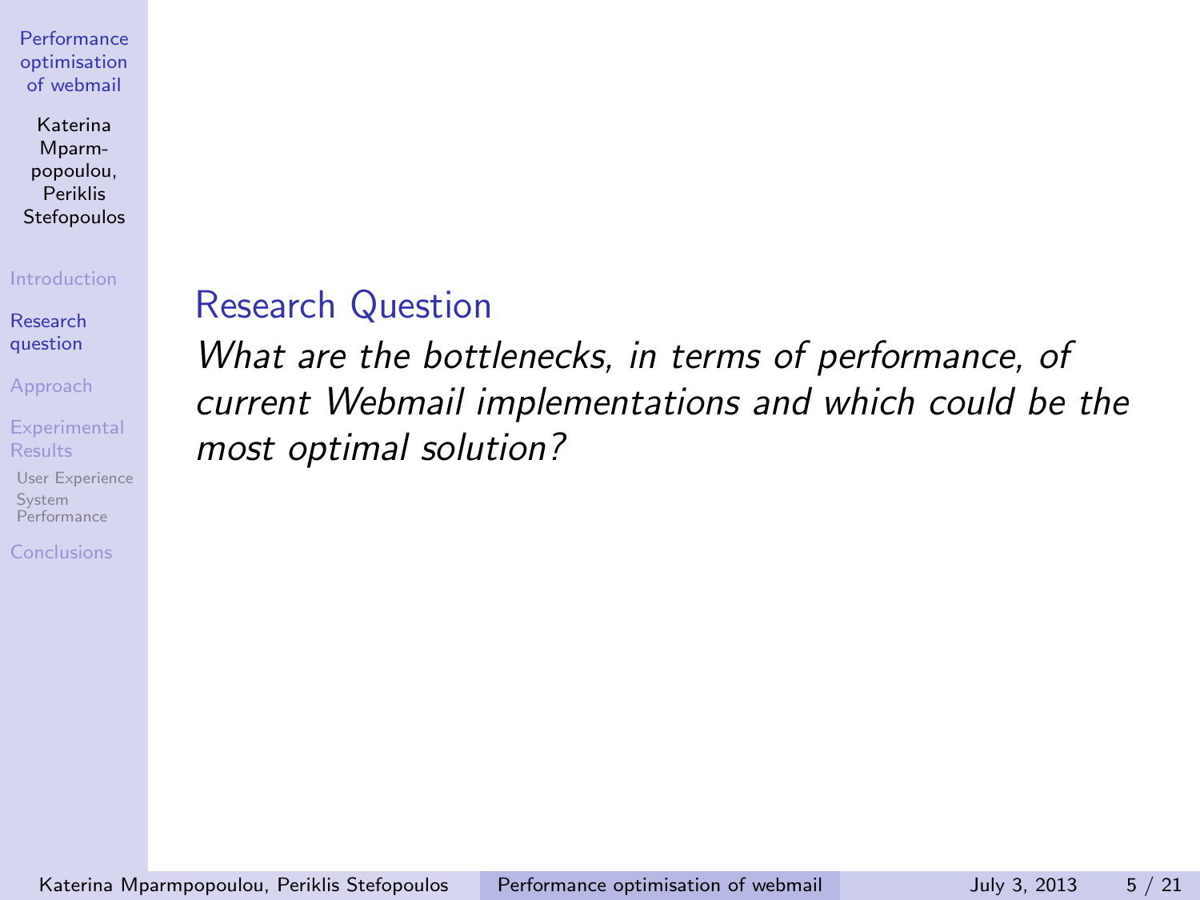## Research Question

*What are the bottlenecks, in terms of performance, of current Webmail implementations and which could be the most optimal solution?*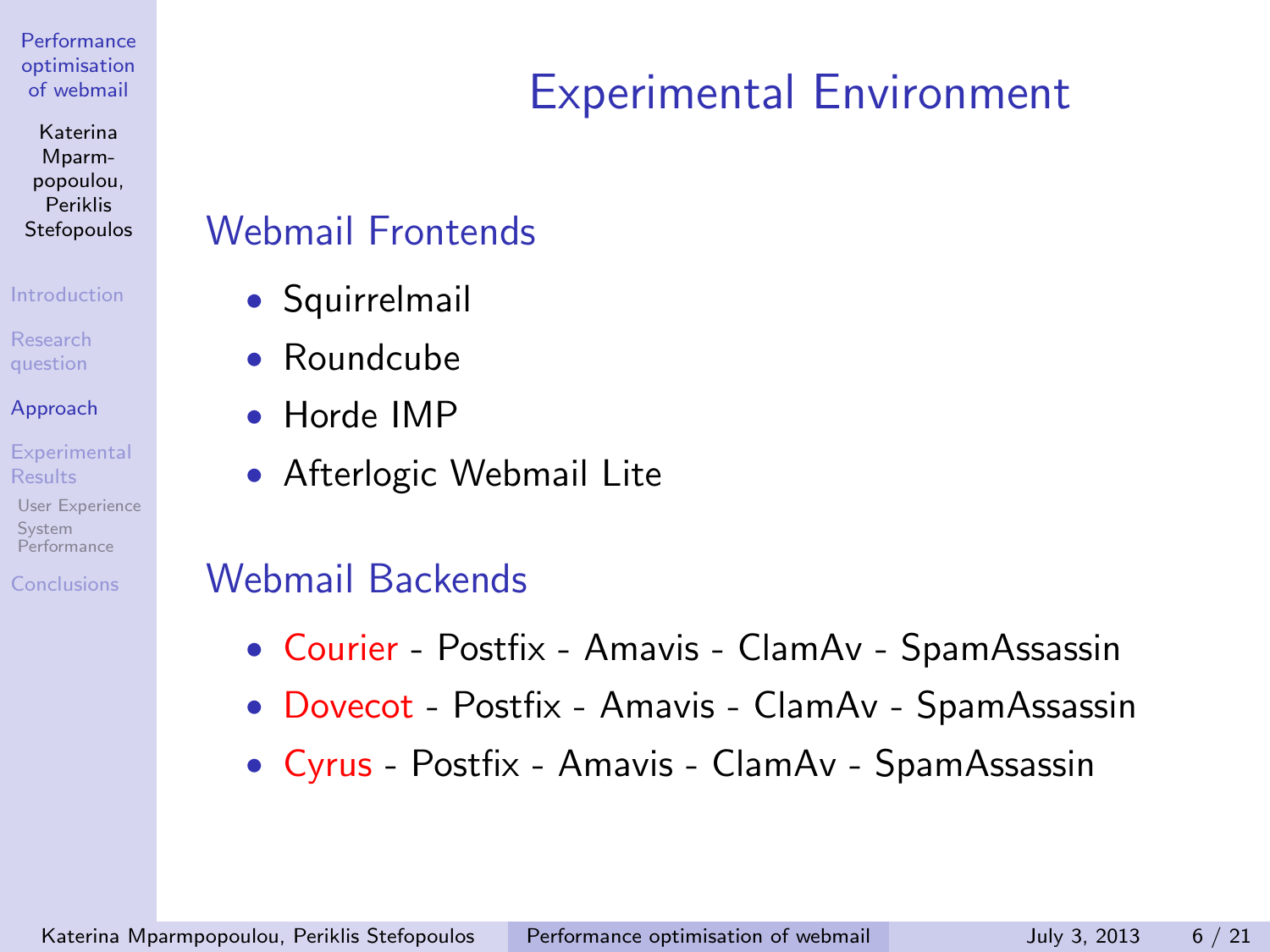# Experimental Environment

## Webmail Frontends

- Squirrelmail
- Roundcube
- Horde IMP
- Afterlogic Webmail Lite

## Webmail Backends

- Courier - Postfix - Amavis - ClamAv - SpamAssassin
- Dovecot - Postfix - Amavis - ClamAv - SpamAssassin
- Cyrus - Postfix - Amavis - ClamAv - SpamAssassin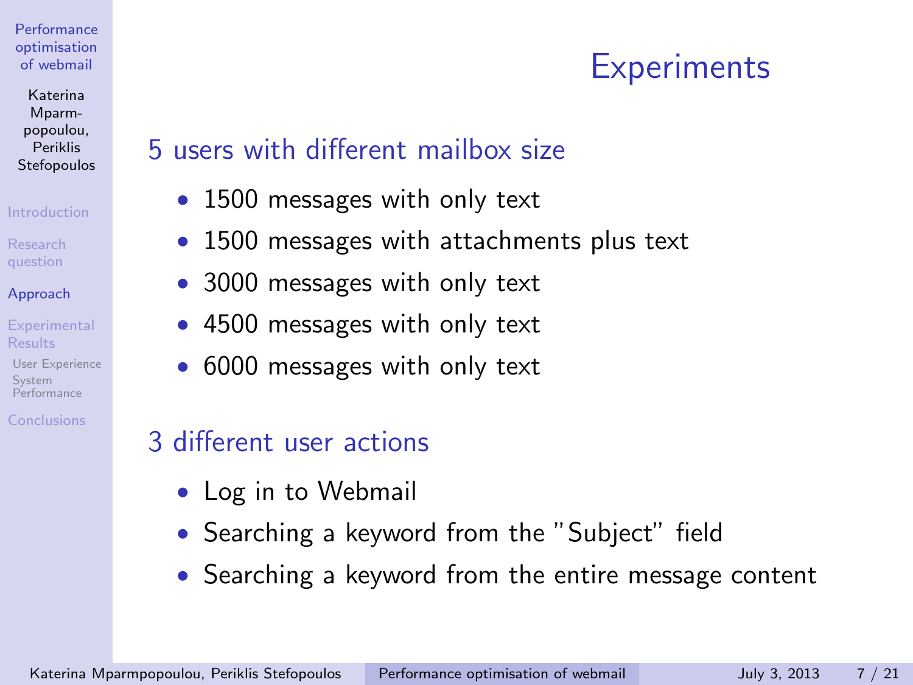# Experiments

## 5 users with different mailbox size

- 1500 messages with only text
- 1500 messages with attachments plus text
- 3000 messages with only text
- 4500 messages with only text
- 6000 messages with only text

## 3 different user actions

- Log in to Webmail
- Searching a keyword from the "Subject" field
- Searching a keyword from the entire message content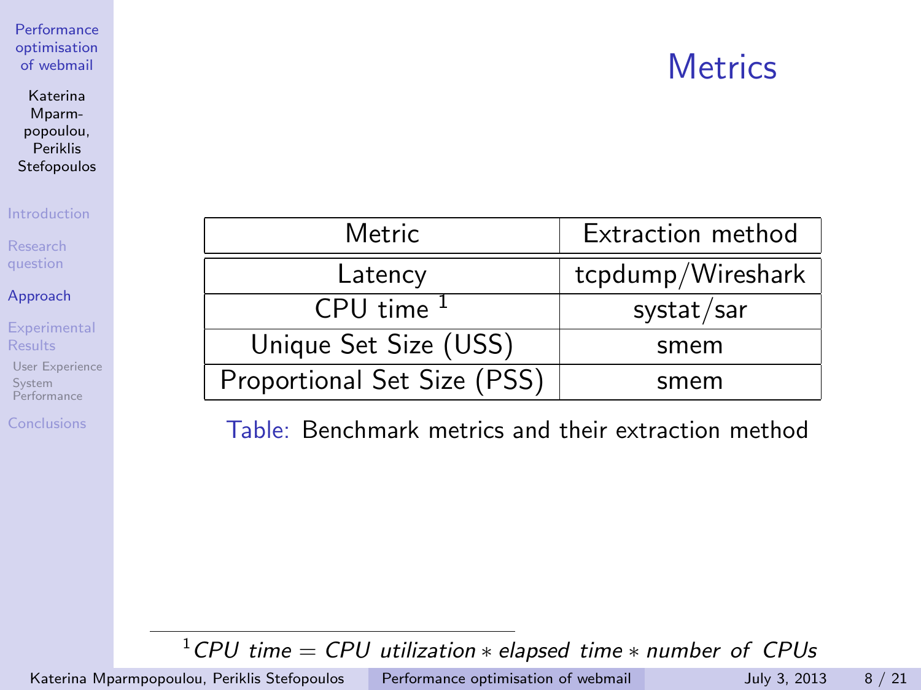# Metrics

| Metric | Extraction method |
|---|---|
| Latency | tcpdump/Wireshark |
| CPU time [1] | systat/sar |
| Unique Set Size (USS) | smem |
| Proportional Set Size (PSS) | smem |

Table: Benchmark metrics and their extraction method

[1] $CPU\ time = CPU\ utilization * elapsed\ time * number\ of\ CPUs$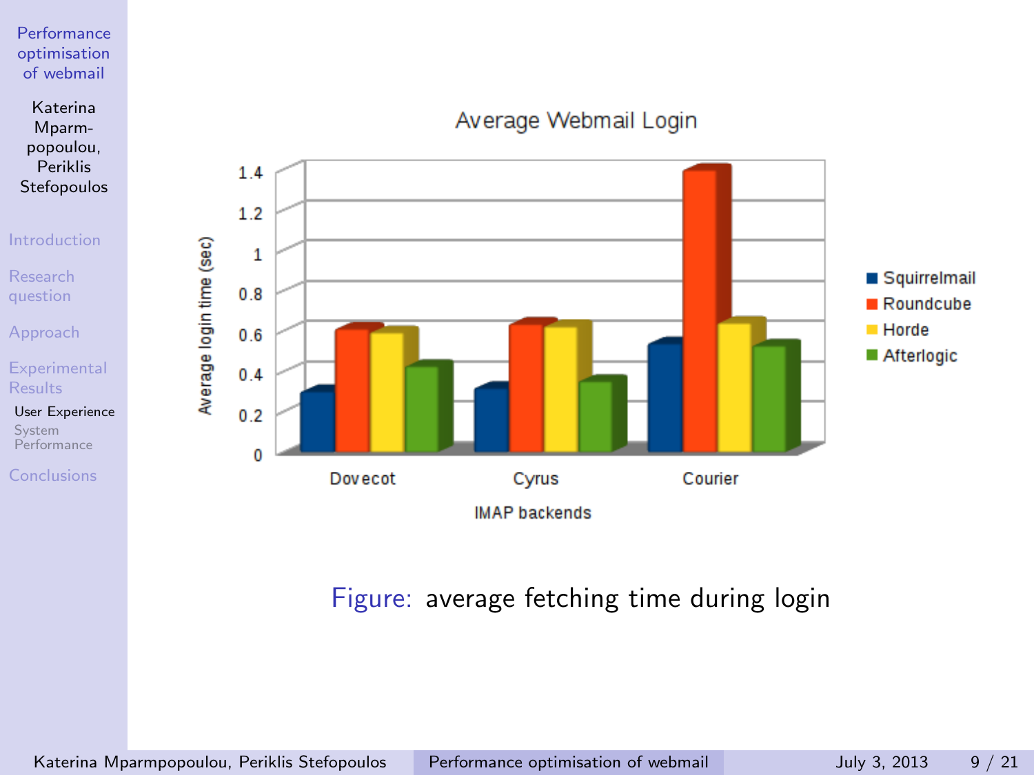Figure: average fetching time during login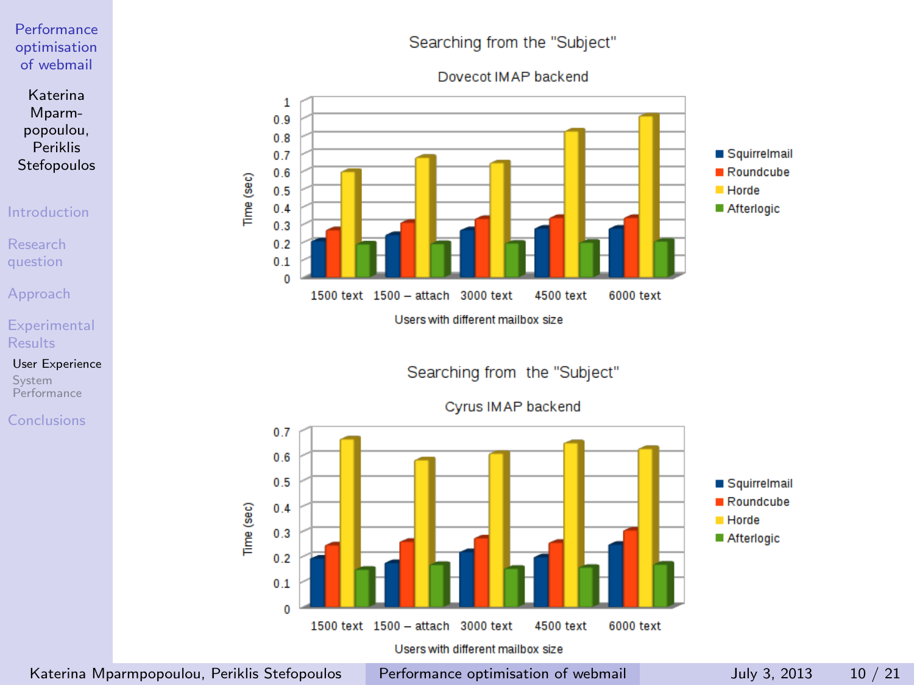Searching from the "Subject"

Dovecot IMAP backend

Time (sec)

Users with different mailbox size

| | 1500 text | 1500 – attach | 3000 text | 4500 text | 6000 text |
|---|---|---|---|---|---|
| Squirrelmail | | | | | |
| Roundcube | | | | | |
| Horde | | | | | |
| Afterlogic | | | | | |

Searching from the "Subject"

Cyrus IMAP backend

Time (sec)

Users with different mailbox size

| | 1500 text | 1500 – attach | 3000 text | 4500 text | 6000 text |
|---|---|---|---|---|---|
| Squirrelmail | | | | | |
| Roundcube | | | | | |
| Horde | | | | | |
| Afterlogic | | | | | |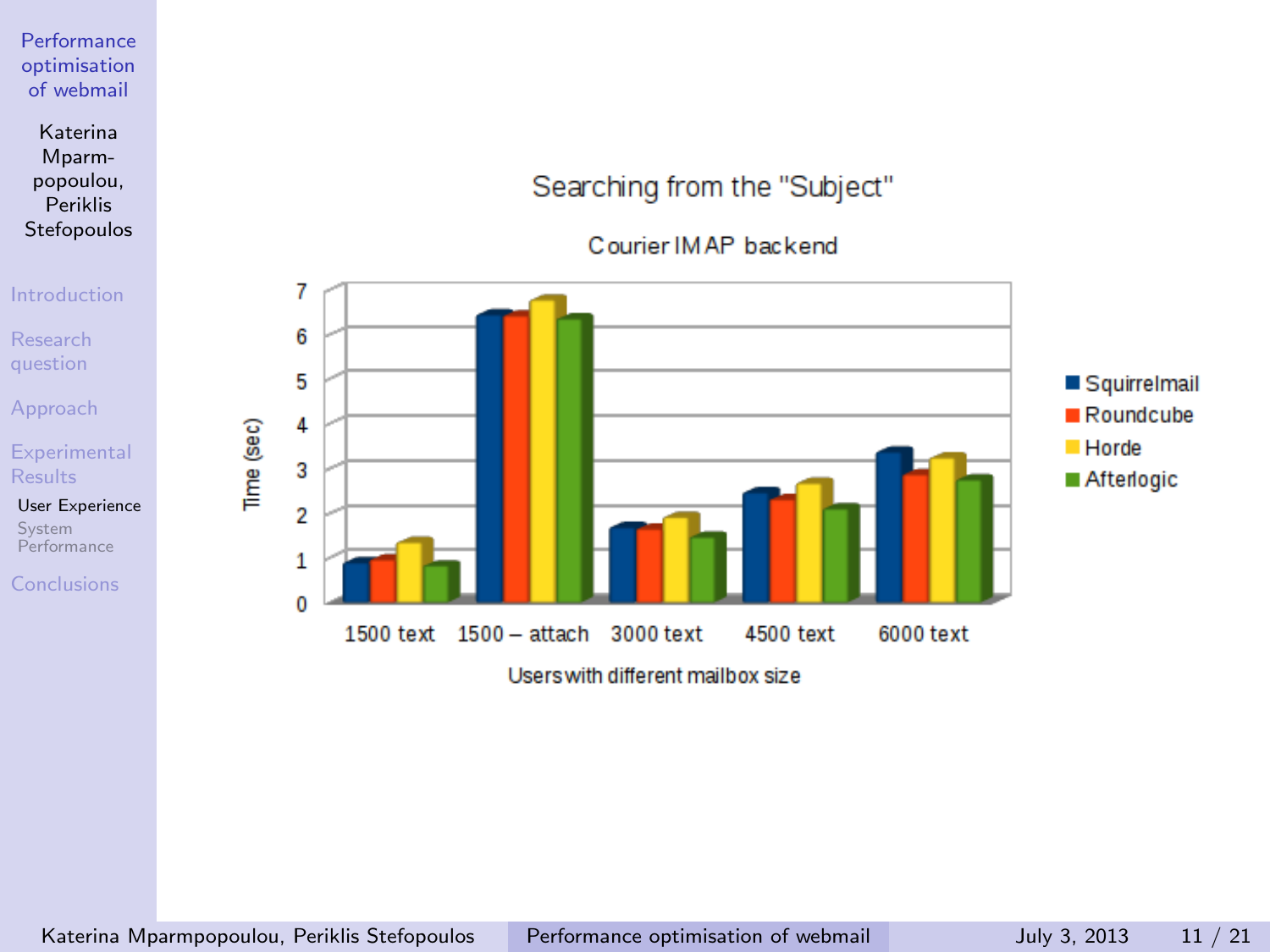# Searching from the "Subject"

## Courier IMAP backend

Time (sec)

| Users with different mailbox size | Squirrelmail | Roundcube | Horde | Afterlogic |
|---|---|---|---|---|
| 1500 text | | | | |
| 1500 – attach | | | | |
| 3000 text | | | | |
| 4500 text | | | | |
| 6000 text | | | | |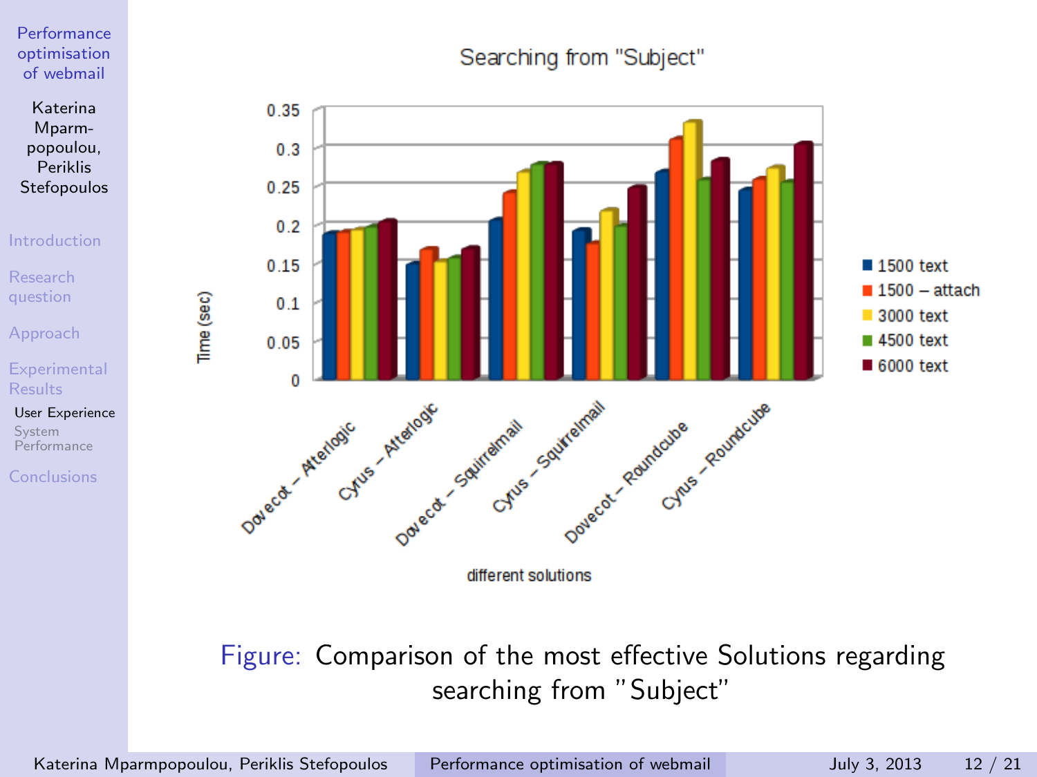Searching from "Subject"

Time (sec)

different solutions

Figure: Comparison of the most effective Solutions regarding searching from "Subject"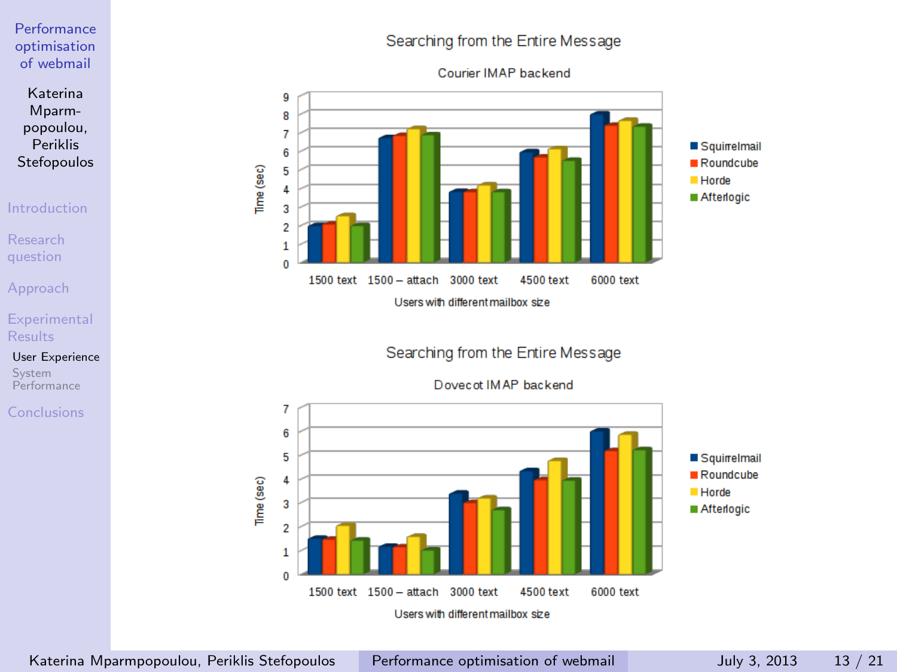## Searching from the Entire Message

### Courier IMAP backend

Time (sec) vs. Users with different mailbox size (1500 text, 1500 – attach, 3000 text, 4500 text, 6000 text)

Legend: Squirrelmail, Roundcube, Horde, Afterlogic

## Searching from the Entire Message

### Dovecot IMAP backend

Time (sec) vs. Users with different mailbox size (1500 text, 1500 – attach, 3000 text, 4500 text, 6000 text)

Legend: Squirrelmail, Roundcube, Horde, Afterlogic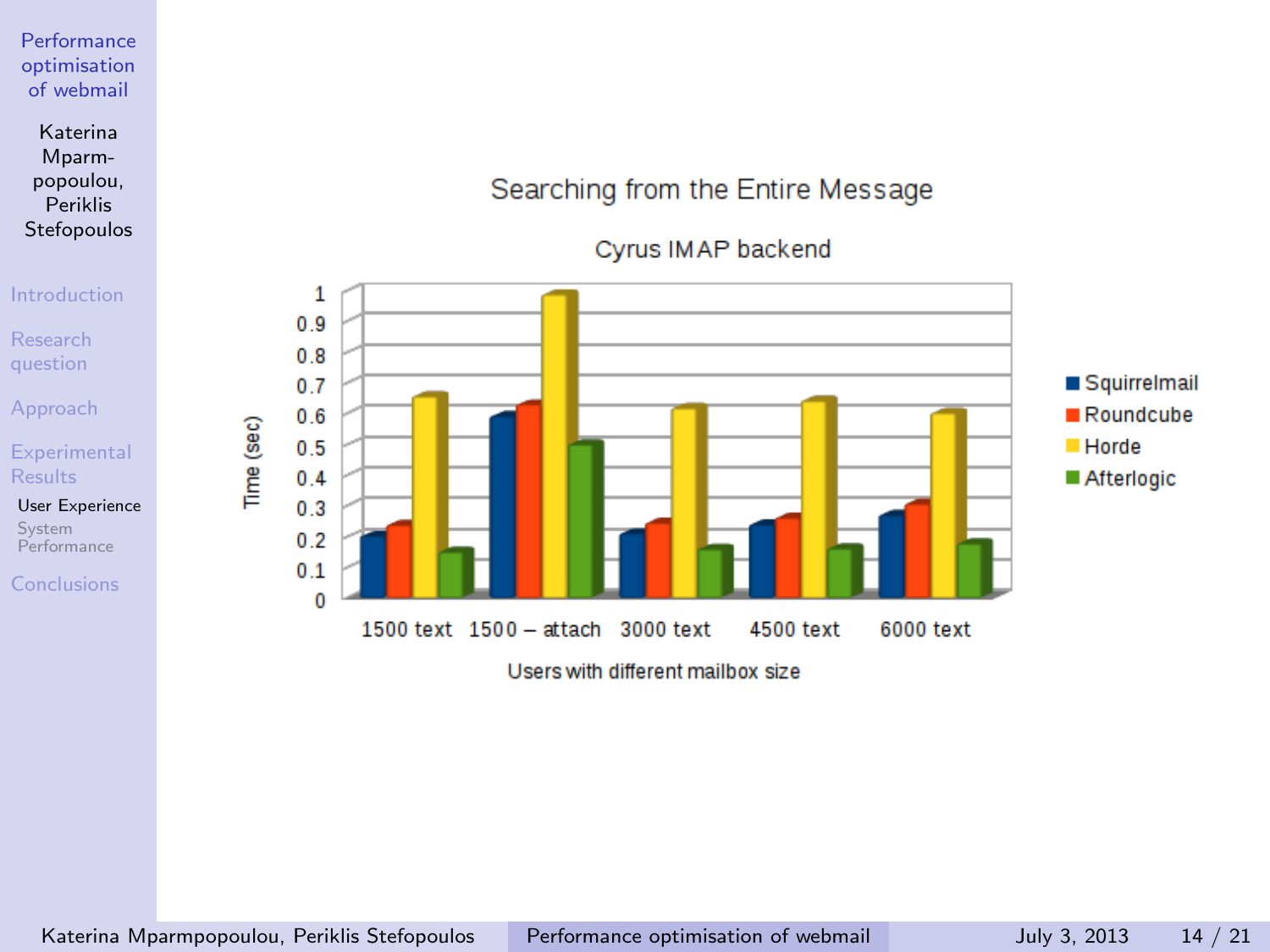## Searching from the Entire Message

### Cyrus IMAP backend

| Users with different mailbox size | Squirrelmail | Roundcube | Horde | Afterlogic |
|---|---|---|---|---|
| 1500 text | 0.2 | 0.23 | 0.65 | 0.15 |
| 1500 – attach | 0.58 | 0.62 | 0.98 | 0.49 |
| 3000 text | 0.2 | 0.24 | 0.61 | 0.15 |
| 4500 text | 0.23 | 0.25 | 0.63 | 0.16 |
| 6000 text | 0.26 | 0.3 | 0.59 | 0.17 |

Time (sec)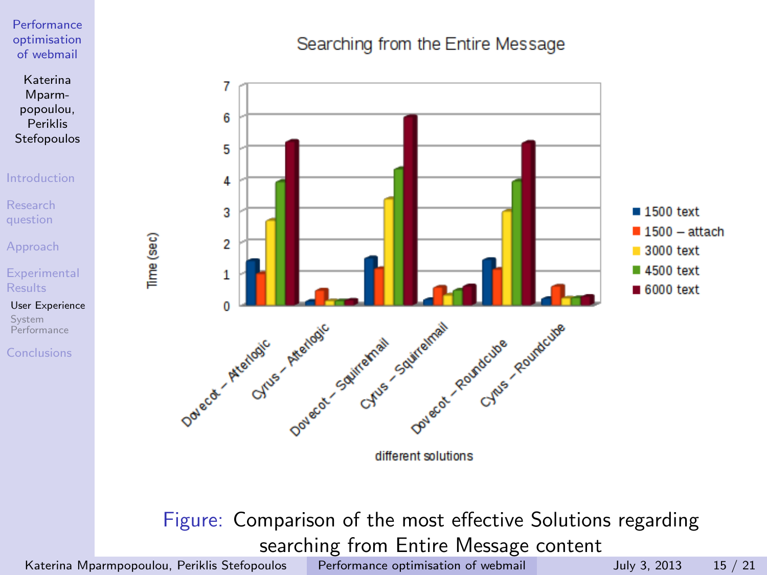Searching from the Entire Message

Figure: Comparison of the most effective Solutions regarding searching from Entire Message content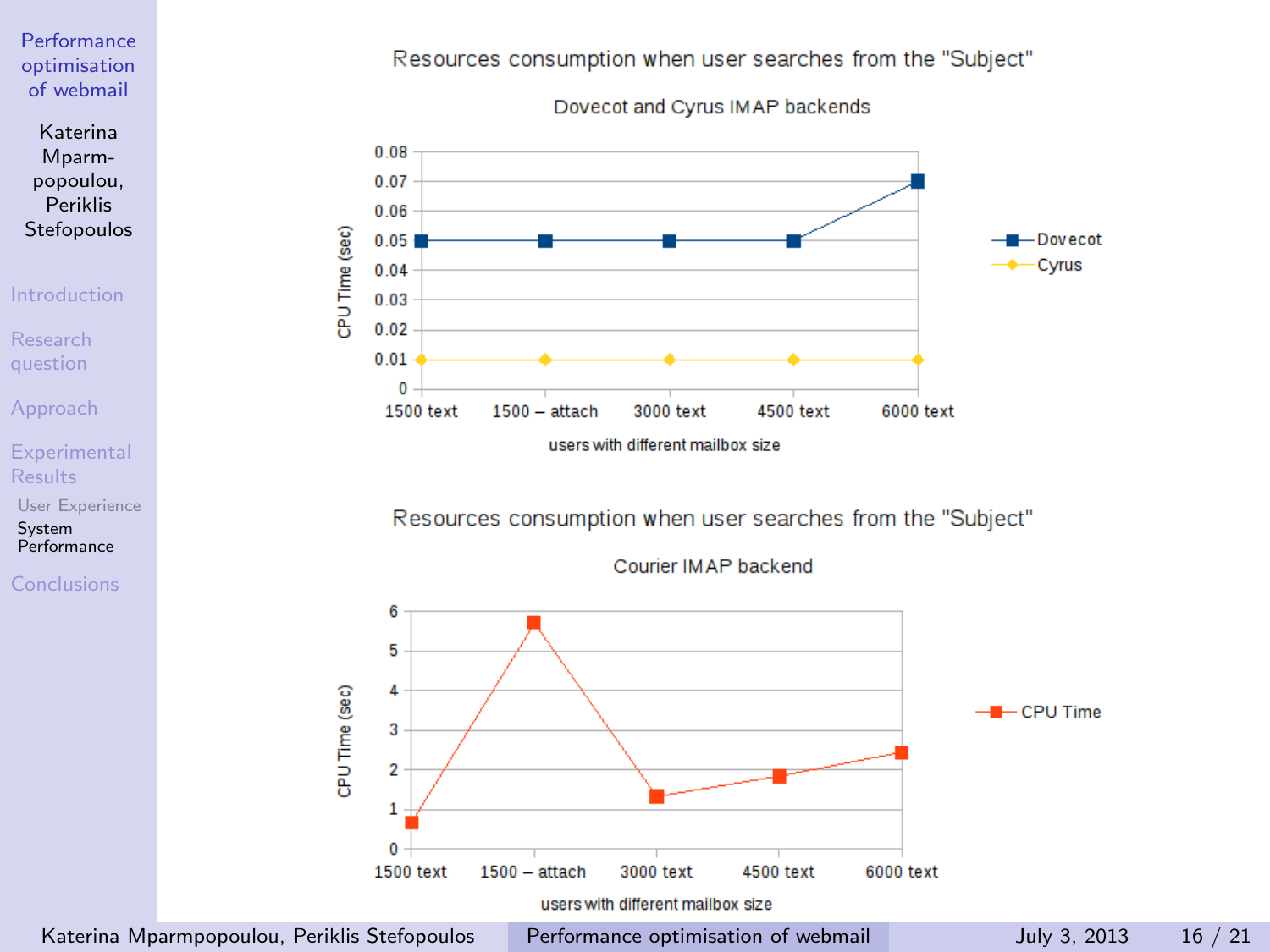Resources consumption when user searches from the "Subject"

Dovecot and Cyrus IMAP backends

| users with different mailbox size | Dovecot CPU Time (sec) | Cyrus CPU Time (sec) |
|---|---|---|
| 1500 text | 0.05 | 0.01 |
| 1500 – attach | 0.05 | 0.01 |
| 3000 text | 0.05 | 0.01 |
| 4500 text | 0.05 | 0.01 |
| 6000 text | 0.07 | 0.01 |

Resources consumption when user searches from the "Subject"

Courier IMAP backend

| users with different mailbox size | CPU Time (sec) |
|---|---|
| 1500 text | 0.7 |
| 1500 – attach | 5.7 |
| 3000 text | 1.3 |
| 4500 text | 1.8 |
| 6000 text | 2.4 |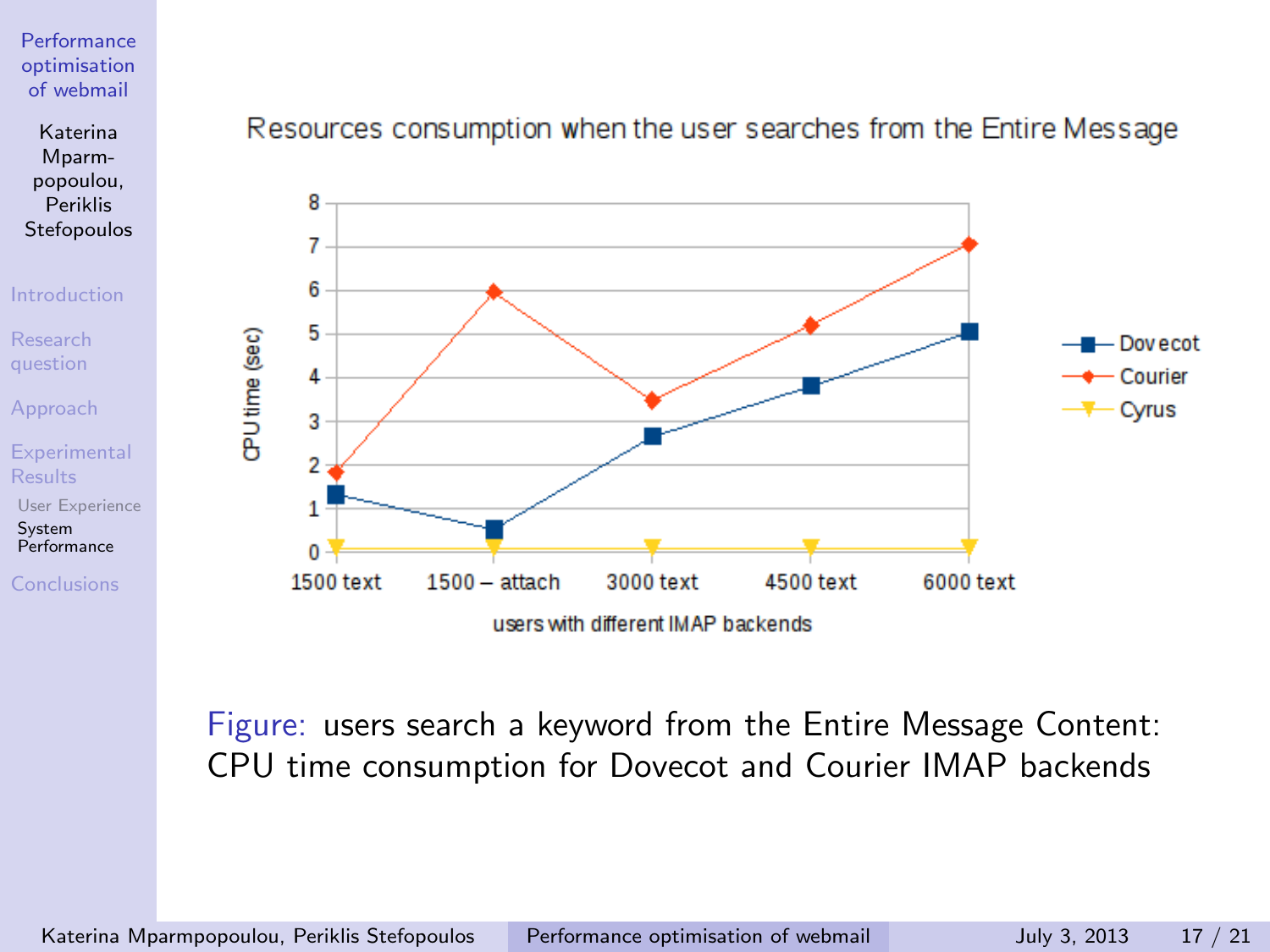Resources consumption when the user searches from the Entire Message

Figure: users search a keyword from the Entire Message Content: CPU time consumption for Dovecot and Courier IMAP backends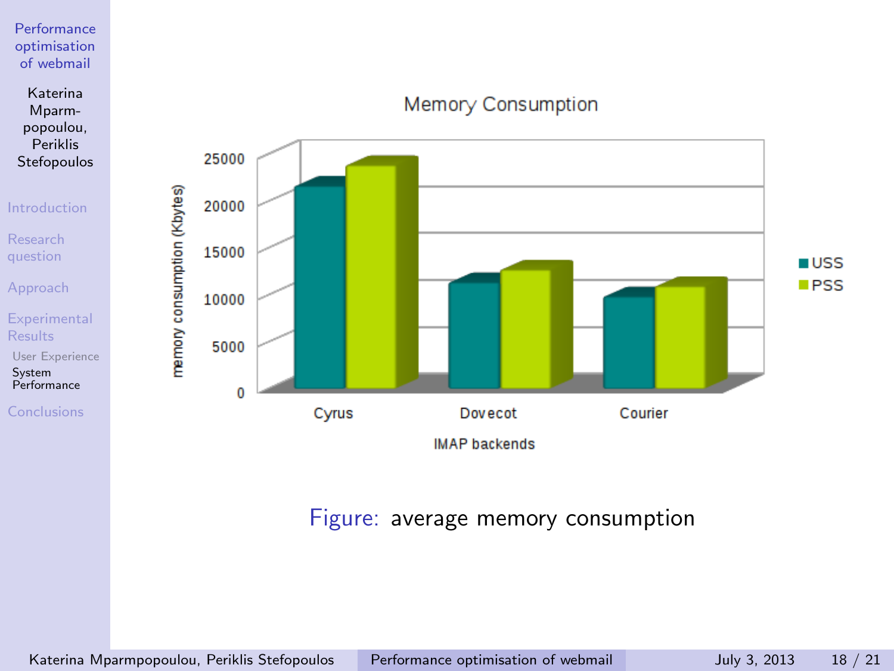Figure: average memory consumption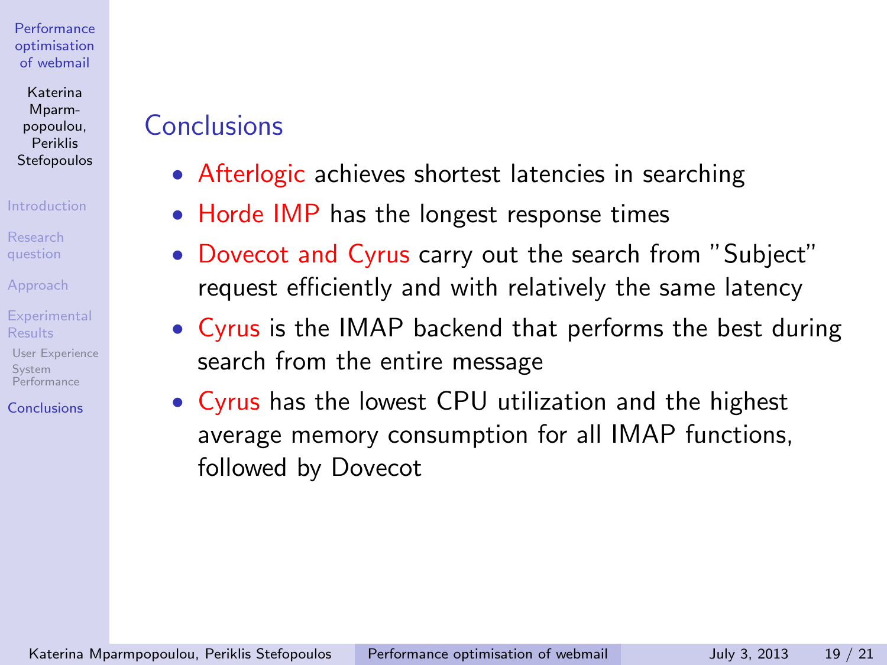## Conclusions

- Afterlogic achieves shortest latencies in searching
- Horde IMP has the longest response times
- Dovecot and Cyrus carry out the search from "Subject" request efficiently and with relatively the same latency
- Cyrus is the IMAP backend that performs the best during search from the entire message
- Cyrus has the lowest CPU utilization and the highest average memory consumption for all IMAP functions, followed by Dovecot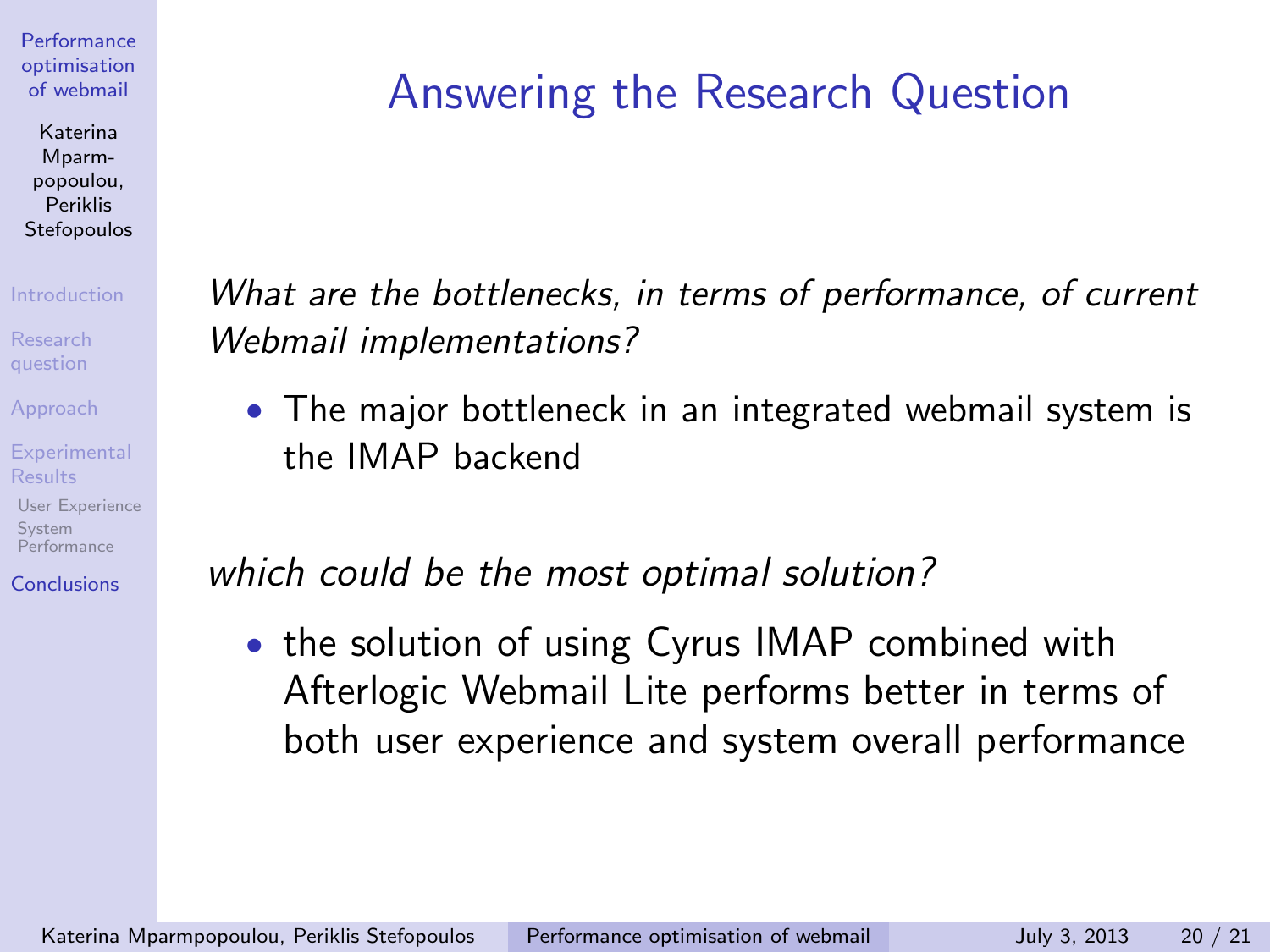# Answering the Research Question

*What are the bottlenecks, in terms of performance, of current Webmail implementations?*

- The major bottleneck in an integrated webmail system is the IMAP backend

*which could be the most optimal solution?*

- the solution of using Cyrus IMAP combined with Afterlogic Webmail Lite performs better in terms of both user experience and system overall performance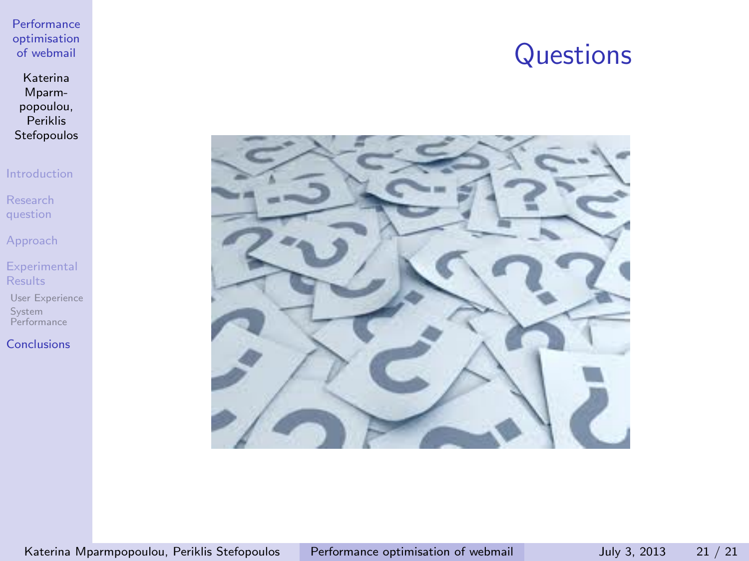# Questions